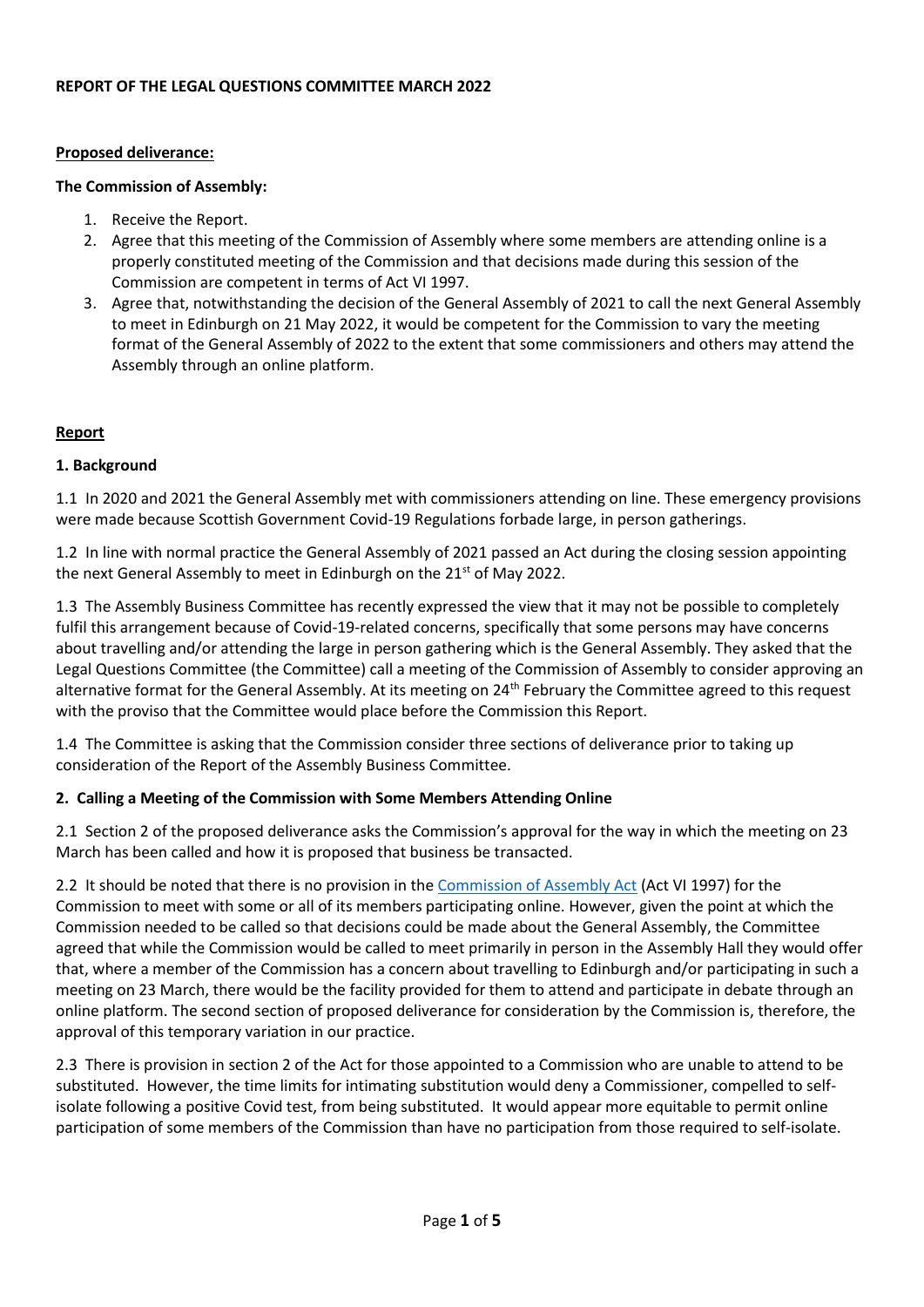**REPORT OF THE LEGAL QUESTIONS COMMITTEE MARCH 2022**

**Proposed deliverance:**

**The Commission of Assembly:**

1. Receive the Report.
2. Agree that this meeting of the Commission of Assembly where some members are attending online is a properly constituted meeting of the Commission and that decisions made during this session of the Commission are competent in terms of Act VI 1997.
3. Agree that, notwithstanding the decision of the General Assembly of 2021 to call the next General Assembly to meet in Edinburgh on 21 May 2022, it would be competent for the Commission to vary the meeting format of the General Assembly of 2022 to the extent that some commissioners and others may attend the Assembly through an online platform.

**Report**

**1. Background**

1.1 In 2020 and 2021 the General Assembly met with commissioners attending on line. These emergency provisions were made because Scottish Government Covid-19 Regulations forbade large, in person gatherings.

1.2 In line with normal practice the General Assembly of 2021 passed an Act during the closing session appointing the next General Assembly to meet in Edinburgh on the 21st of May 2022.

1.3 The Assembly Business Committee has recently expressed the view that it may not be possible to completely fulfil this arrangement because of Covid-19-related concerns, specifically that some persons may have concerns about travelling and/or attending the large in person gathering which is the General Assembly. They asked that the Legal Questions Committee (the Committee) call a meeting of the Commission of Assembly to consider approving an alternative format for the General Assembly. At its meeting on 24th February the Committee agreed to this request with the proviso that the Committee would place before the Commission this Report.

1.4 The Committee is asking that the Commission consider three sections of deliverance prior to taking up consideration of the Report of the Assembly Business Committee.

**2. Calling a Meeting of the Commission with Some Members Attending Online**

2.1 Section 2 of the proposed deliverance asks the Commission's approval for the way in which the meeting on 23 March has been called and how it is proposed that business be transacted.

2.2 It should be noted that there is no provision in the Commission of Assembly Act (Act VI 1997) for the Commission to meet with some or all of its members participating online. However, given the point at which the Commission needed to be called so that decisions could be made about the General Assembly, the Committee agreed that while the Commission would be called to meet primarily in person in the Assembly Hall they would offer that, where a member of the Commission has a concern about travelling to Edinburgh and/or participating in such a meeting on 23 March, there would be the facility provided for them to attend and participate in debate through an online platform. The second section of proposed deliverance for consideration by the Commission is, therefore, the approval of this temporary variation in our practice.

2.3 There is provision in section 2 of the Act for those appointed to a Commission who are unable to attend to be substituted. However, the time limits for intimating substitution would deny a Commissioner, compelled to self-isolate following a positive Covid test, from being substituted. It would appear more equitable to permit online participation of some members of the Commission than have no participation from those required to self-isolate.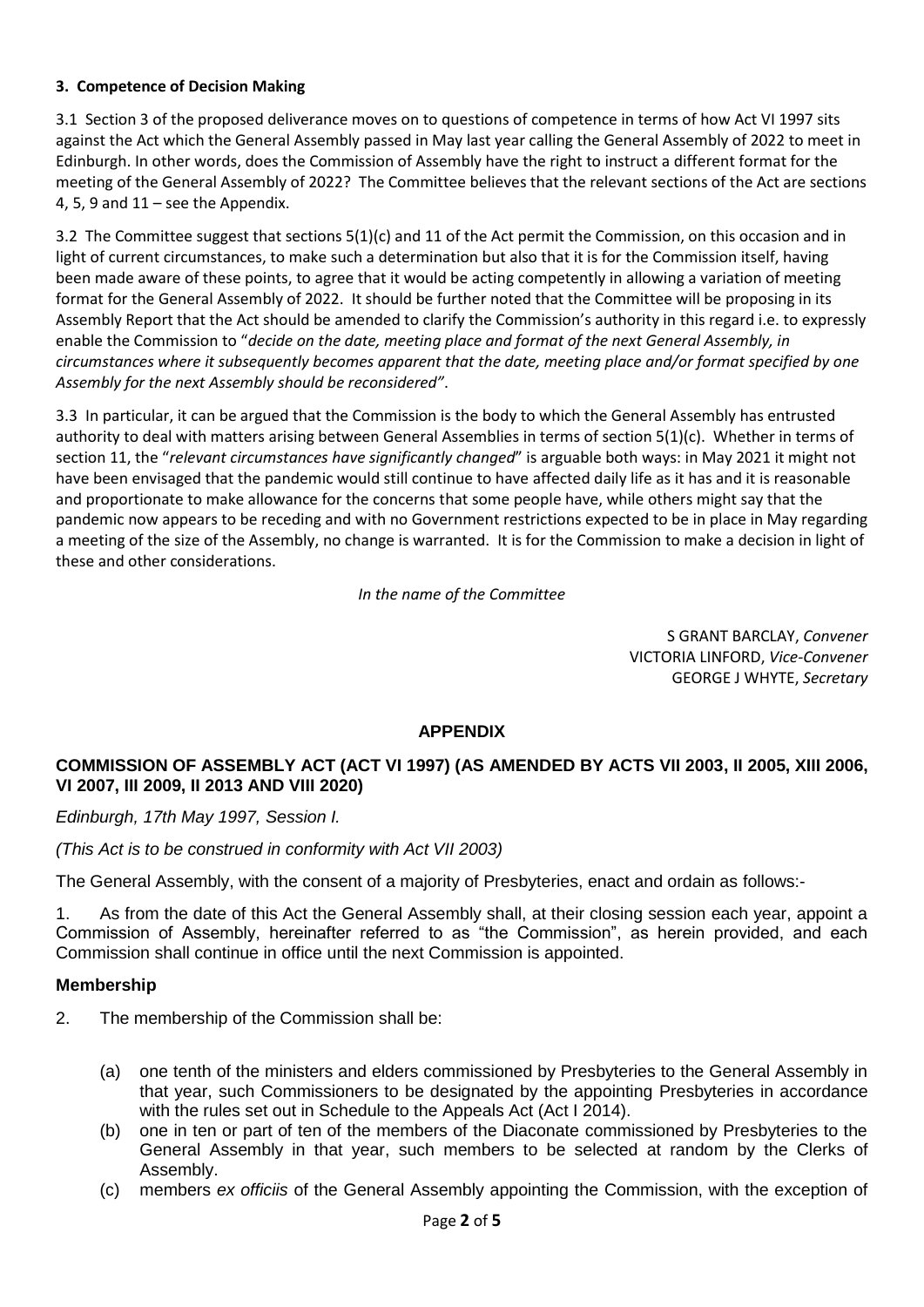### 3. Competence of Decision Making

3.1 Section 3 of the proposed deliverance moves on to questions of competence in terms of how Act VI 1997 sits against the Act which the General Assembly passed in May last year calling the General Assembly of 2022 to meet in Edinburgh. In other words, does the Commission of Assembly have the right to instruct a different format for the meeting of the General Assembly of 2022? The Committee believes that the relevant sections of the Act are sections 4, 5, 9 and 11 – see the Appendix.

3.2 The Committee suggest that sections 5(1)(c) and 11 of the Act permit the Commission, on this occasion and in light of current circumstances, to make such a determination but also that it is for the Commission itself, having been made aware of these points, to agree that it would be acting competently in allowing a variation of meeting format for the General Assembly of 2022. It should be further noted that the Committee will be proposing in its Assembly Report that the Act should be amended to clarify the Commission's authority in this regard i.e. to expressly enable the Commission to "*decide on the date, meeting place and format of the next General Assembly, in circumstances where it subsequently becomes apparent that the date, meeting place and/or format specified by one Assembly for the next Assembly should be reconsidered"*.

3.3 In particular, it can be argued that the Commission is the body to which the General Assembly has entrusted authority to deal with matters arising between General Assemblies in terms of section 5(1)(c). Whether in terms of section 11, the "*relevant circumstances have significantly changed*" is arguable both ways: in May 2021 it might not have been envisaged that the pandemic would still continue to have affected daily life as it has and it is reasonable and proportionate to make allowance for the concerns that some people have, while others might say that the pandemic now appears to be receding and with no Government restrictions expected to be in place in May regarding a meeting of the size of the Assembly, no change is warranted. It is for the Commission to make a decision in light of these and other considerations.

*In the name of the Committee*

S GRANT BARCLAY, *Convener*
VICTORIA LINFORD, *Vice-Convener*
GEORGE J WHYTE, *Secretary*

## APPENDIX

### COMMISSION OF ASSEMBLY ACT (ACT VI 1997) (AS AMENDED BY ACTS VII 2003, II 2005, XIII 2006, VI 2007, III 2009, II 2013 AND VIII 2020)

*Edinburgh, 17th May 1997, Session I.*

*(This Act is to be construed in conformity with Act VII 2003)*

The General Assembly, with the consent of a majority of Presbyteries, enact and ordain as follows:-

1. As from the date of this Act the General Assembly shall, at their closing session each year, appoint a Commission of Assembly, hereinafter referred to as "the Commission", as herein provided, and each Commission shall continue in office until the next Commission is appointed.

### Membership

2. The membership of the Commission shall be:

   (a) one tenth of the ministers and elders commissioned by Presbyteries to the General Assembly in that year, such Commissioners to be designated by the appointing Presbyteries in accordance with the rules set out in Schedule to the Appeals Act (Act I 2014).

   (b) one in ten or part of ten of the members of the Diaconate commissioned by Presbyteries to the General Assembly in that year, such members to be selected at random by the Clerks of Assembly.

   (c) members *ex officiis* of the General Assembly appointing the Commission, with the exception of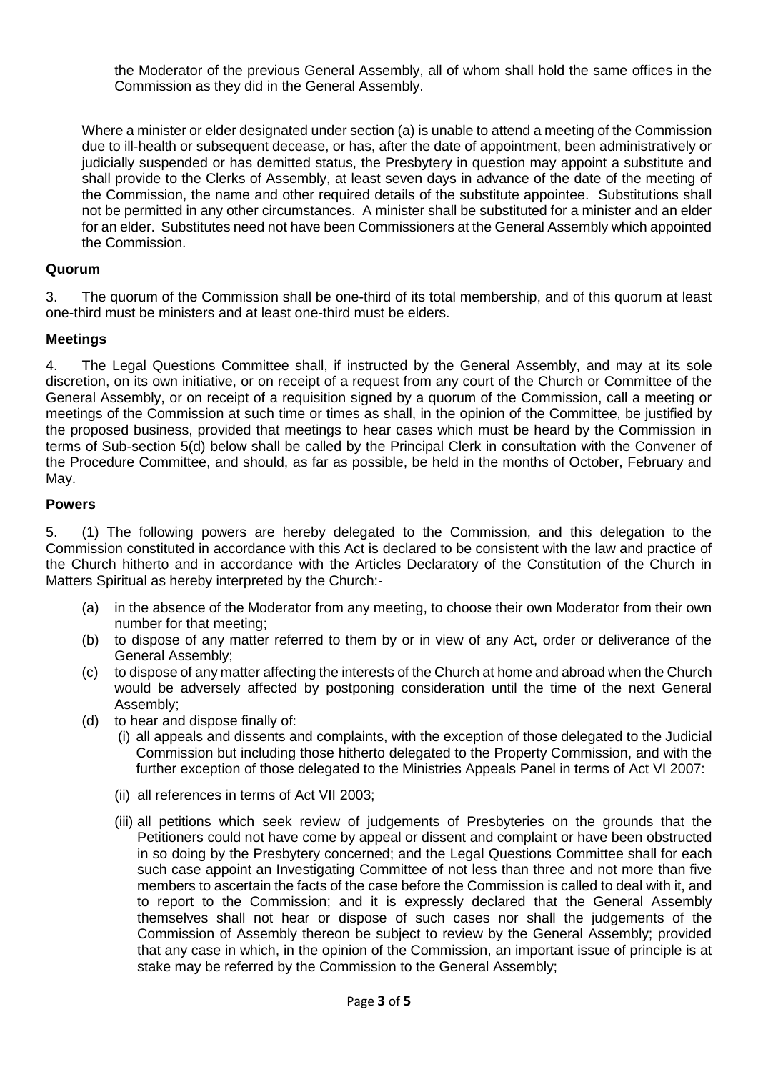the Moderator of the previous General Assembly, all of whom shall hold the same offices in the Commission as they did in the General Assembly.

Where a minister or elder designated under section (a) is unable to attend a meeting of the Commission due to ill-health or subsequent decease, or has, after the date of appointment, been administratively or judicially suspended or has demitted status, the Presbytery in question may appoint a substitute and shall provide to the Clerks of Assembly, at least seven days in advance of the date of the meeting of the Commission, the name and other required details of the substitute appointee. Substitutions shall not be permitted in any other circumstances. A minister shall be substituted for a minister and an elder for an elder. Substitutes need not have been Commissioners at the General Assembly which appointed the Commission.

**Quorum**

3. The quorum of the Commission shall be one-third of its total membership, and of this quorum at least one-third must be ministers and at least one-third must be elders.

**Meetings**

4. The Legal Questions Committee shall, if instructed by the General Assembly, and may at its sole discretion, on its own initiative, or on receipt of a request from any court of the Church or Committee of the General Assembly, or on receipt of a requisition signed by a quorum of the Commission, call a meeting or meetings of the Commission at such time or times as shall, in the opinion of the Committee, be justified by the proposed business, provided that meetings to hear cases which must be heard by the Commission in terms of Sub-section 5(d) below shall be called by the Principal Clerk in consultation with the Convener of the Procedure Committee, and should, as far as possible, be held in the months of October, February and May.

**Powers**

5. (1) The following powers are hereby delegated to the Commission, and this delegation to the Commission constituted in accordance with this Act is declared to be consistent with the law and practice of the Church hitherto and in accordance with the Articles Declaratory of the Constitution of the Church in Matters Spiritual as hereby interpreted by the Church:-

(a) in the absence of the Moderator from any meeting, to choose their own Moderator from their own number for that meeting;

(b) to dispose of any matter referred to them by or in view of any Act, order or deliverance of the General Assembly;

(c) to dispose of any matter affecting the interests of the Church at home and abroad when the Church would be adversely affected by postponing consideration until the time of the next General Assembly;

(d) to hear and dispose finally of:

(i) all appeals and dissents and complaints, with the exception of those delegated to the Judicial Commission but including those hitherto delegated to the Property Commission, and with the further exception of those delegated to the Ministries Appeals Panel in terms of Act VI 2007:

(ii) all references in terms of Act VII 2003;

(iii) all petitions which seek review of judgements of Presbyteries on the grounds that the Petitioners could not have come by appeal or dissent and complaint or have been obstructed in so doing by the Presbytery concerned; and the Legal Questions Committee shall for each such case appoint an Investigating Committee of not less than three and not more than five members to ascertain the facts of the case before the Commission is called to deal with it, and to report to the Commission; and it is expressly declared that the General Assembly themselves shall not hear or dispose of such cases nor shall the judgements of the Commission of Assembly thereon be subject to review by the General Assembly; provided that any case in which, in the opinion of the Commission, an important issue of principle is at stake may be referred by the Commission to the General Assembly;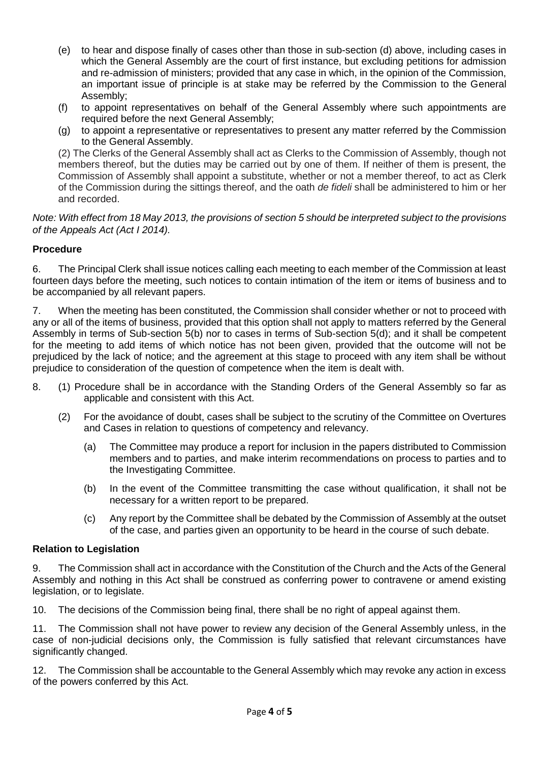(e) to hear and dispose finally of cases other than those in sub-section (d) above, including cases in which the General Assembly are the court of first instance, but excluding petitions for admission and re-admission of ministers; provided that any case in which, in the opinion of the Commission, an important issue of principle is at stake may be referred by the Commission to the General Assembly;

(f) to appoint representatives on behalf of the General Assembly where such appointments are required before the next General Assembly;

(g) to appoint a representative or representatives to present any matter referred by the Commission to the General Assembly.

(2) The Clerks of the General Assembly shall act as Clerks to the Commission of Assembly, though not members thereof, but the duties may be carried out by one of them. If neither of them is present, the Commission of Assembly shall appoint a substitute, whether or not a member thereof, to act as Clerk of the Commission during the sittings thereof, and the oath *de fideli* shall be administered to him or her and recorded.

*Note: With effect from 18 May 2013, the provisions of section 5 should be interpreted subject to the provisions of the Appeals Act (Act I 2014).*

**Procedure**

6. The Principal Clerk shall issue notices calling each meeting to each member of the Commission at least fourteen days before the meeting, such notices to contain intimation of the item or items of business and to be accompanied by all relevant papers.

7. When the meeting has been constituted, the Commission shall consider whether or not to proceed with any or all of the items of business, provided that this option shall not apply to matters referred by the General Assembly in terms of Sub-section 5(b) nor to cases in terms of Sub-section 5(d); and it shall be competent for the meeting to add items of which notice has not been given, provided that the outcome will not be prejudiced by the lack of notice; and the agreement at this stage to proceed with any item shall be without prejudice to consideration of the question of competence when the item is dealt with.

8. (1) Procedure shall be in accordance with the Standing Orders of the General Assembly so far as applicable and consistent with this Act.

(2) For the avoidance of doubt, cases shall be subject to the scrutiny of the Committee on Overtures and Cases in relation to questions of competency and relevancy.

(a) The Committee may produce a report for inclusion in the papers distributed to Commission members and to parties, and make interim recommendations on process to parties and to the Investigating Committee.

(b) In the event of the Committee transmitting the case without qualification, it shall not be necessary for a written report to be prepared.

(c) Any report by the Committee shall be debated by the Commission of Assembly at the outset of the case, and parties given an opportunity to be heard in the course of such debate.

**Relation to Legislation**

9. The Commission shall act in accordance with the Constitution of the Church and the Acts of the General Assembly and nothing in this Act shall be construed as conferring power to contravene or amend existing legislation, or to legislate.

10. The decisions of the Commission being final, there shall be no right of appeal against them.

11. The Commission shall not have power to review any decision of the General Assembly unless, in the case of non-judicial decisions only, the Commission is fully satisfied that relevant circumstances have significantly changed.

12. The Commission shall be accountable to the General Assembly which may revoke any action in excess of the powers conferred by this Act.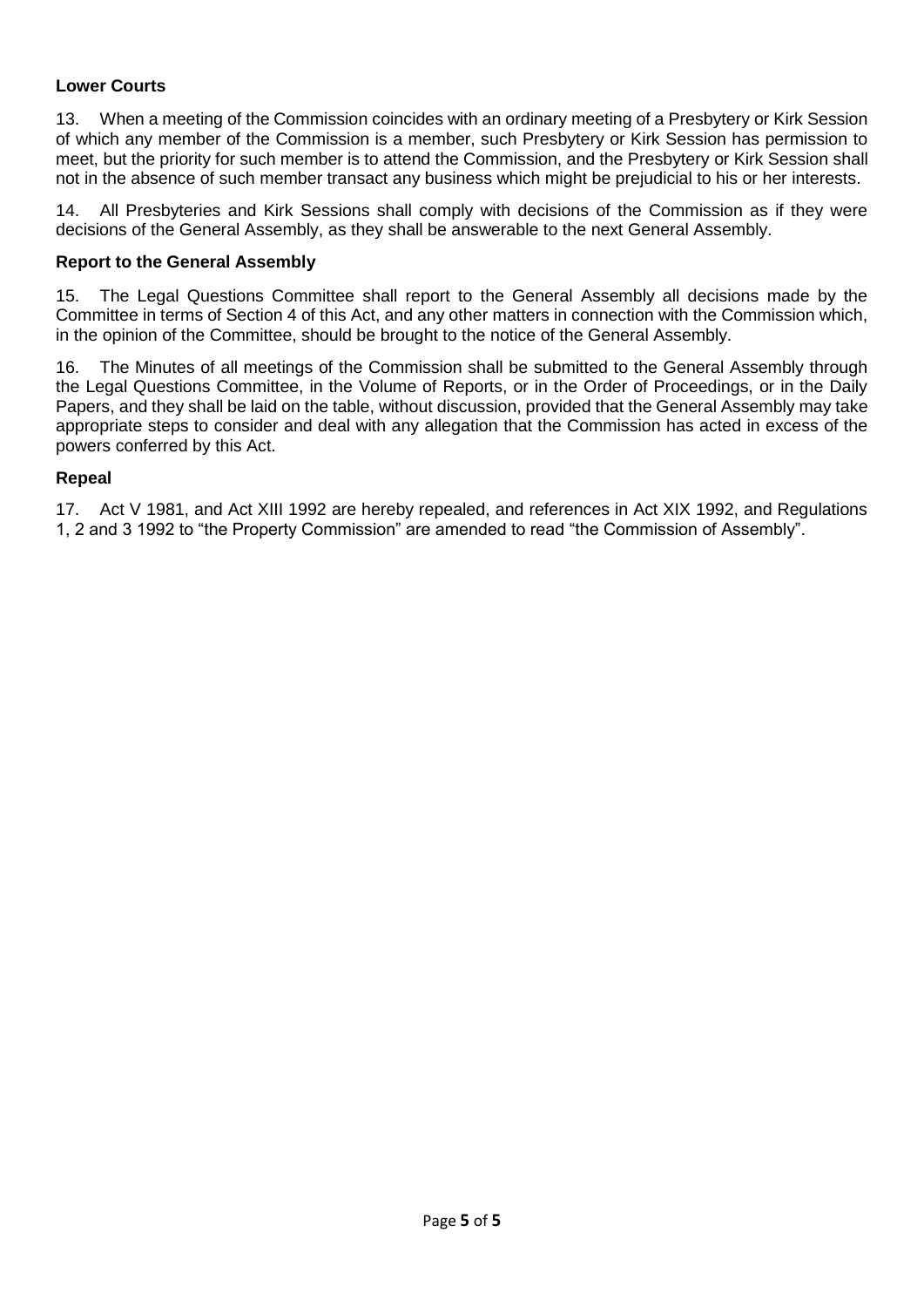### Lower Courts

13. When a meeting of the Commission coincides with an ordinary meeting of a Presbytery or Kirk Session of which any member of the Commission is a member, such Presbytery or Kirk Session has permission to meet, but the priority for such member is to attend the Commission, and the Presbytery or Kirk Session shall not in the absence of such member transact any business which might be prejudicial to his or her interests.

14. All Presbyteries and Kirk Sessions shall comply with decisions of the Commission as if they were decisions of the General Assembly, as they shall be answerable to the next General Assembly.

### Report to the General Assembly

15. The Legal Questions Committee shall report to the General Assembly all decisions made by the Committee in terms of Section 4 of this Act, and any other matters in connection with the Commission which, in the opinion of the Committee, should be brought to the notice of the General Assembly.

16. The Minutes of all meetings of the Commission shall be submitted to the General Assembly through the Legal Questions Committee, in the Volume of Reports, or in the Order of Proceedings, or in the Daily Papers, and they shall be laid on the table, without discussion, provided that the General Assembly may take appropriate steps to consider and deal with any allegation that the Commission has acted in excess of the powers conferred by this Act.

### Repeal

17. Act V 1981, and Act XIII 1992 are hereby repealed, and references in Act XIX 1992, and Regulations 1, 2 and 3 1992 to "the Property Commission" are amended to read "the Commission of Assembly".